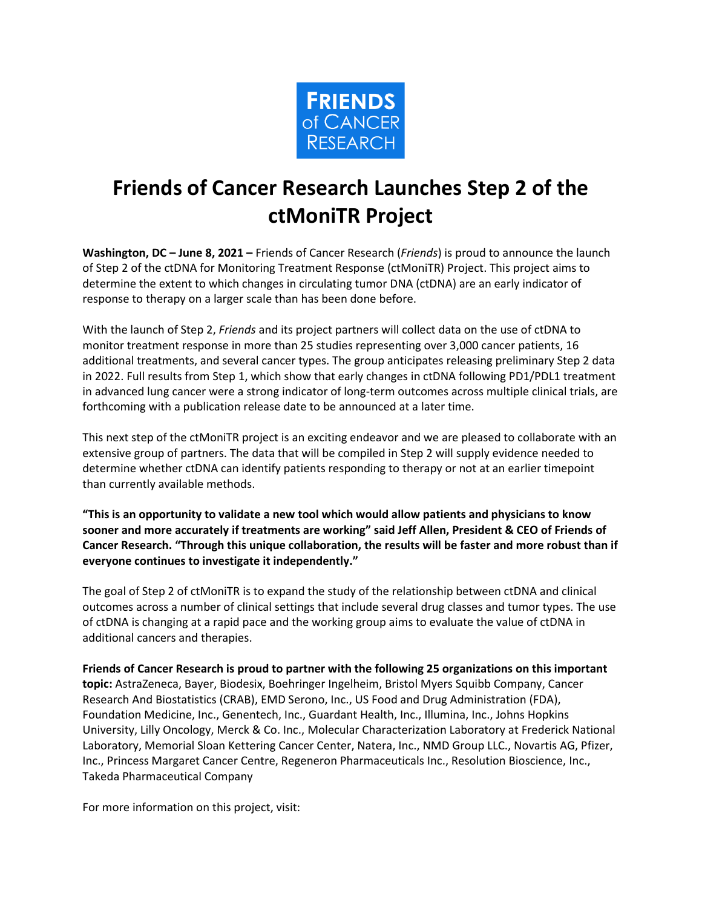FRIENDS of CANCER RESEARCH

# Friends of Cancer Research Launches Step 2 of the ctMoniTR Project

**Washington, DC – June 8, 2021 –** Friends of Cancer Research (*Friends*) is proud to announce the launch of Step 2 of the ctDNA for Monitoring Treatment Response (ctMoniTR) Project. This project aims to determine the extent to which changes in circulating tumor DNA (ctDNA) are an early indicator of response to therapy on a larger scale than has been done before.

With the launch of Step 2, *Friends* and its project partners will collect data on the use of ctDNA to monitor treatment response in more than 25 studies representing over 3,000 cancer patients, 16 additional treatments, and several cancer types. The group anticipates releasing preliminary Step 2 data in 2022. Full results from Step 1, which show that early changes in ctDNA following PD1/PDL1 treatment in advanced lung cancer were a strong indicator of long-term outcomes across multiple clinical trials, are forthcoming with a publication release date to be announced at a later time.

This next step of the ctMoniTR project is an exciting endeavor and we are pleased to collaborate with an extensive group of partners. The data that will be compiled in Step 2 will supply evidence needed to determine whether ctDNA can identify patients responding to therapy or not at an earlier timepoint than currently available methods.

**"This is an opportunity to validate a new tool which would allow patients and physicians to know sooner and more accurately if treatments are working" said Jeff Allen, President & CEO of Friends of Cancer Research. "Through this unique collaboration, the results will be faster and more robust than if everyone continues to investigate it independently."**

The goal of Step 2 of ctMoniTR is to expand the study of the relationship between ctDNA and clinical outcomes across a number of clinical settings that include several drug classes and tumor types. The use of ctDNA is changing at a rapid pace and the working group aims to evaluate the value of ctDNA in additional cancers and therapies.

**Friends of Cancer Research is proud to partner with the following 25 organizations on this important topic:** AstraZeneca, Bayer, Biodesix, Boehringer Ingelheim, Bristol Myers Squibb Company, Cancer Research And Biostatistics (CRAB), EMD Serono, Inc., US Food and Drug Administration (FDA), Foundation Medicine, Inc., Genentech, Inc., Guardant Health, Inc., Illumina, Inc., Johns Hopkins University, Lilly Oncology, Merck & Co. Inc., Molecular Characterization Laboratory at Frederick National Laboratory, Memorial Sloan Kettering Cancer Center, Natera, Inc., NMD Group LLC., Novartis AG, Pfizer, Inc., Princess Margaret Cancer Centre, Regeneron Pharmaceuticals Inc., Resolution Bioscience, Inc., Takeda Pharmaceutical Company

For more information on this project, visit: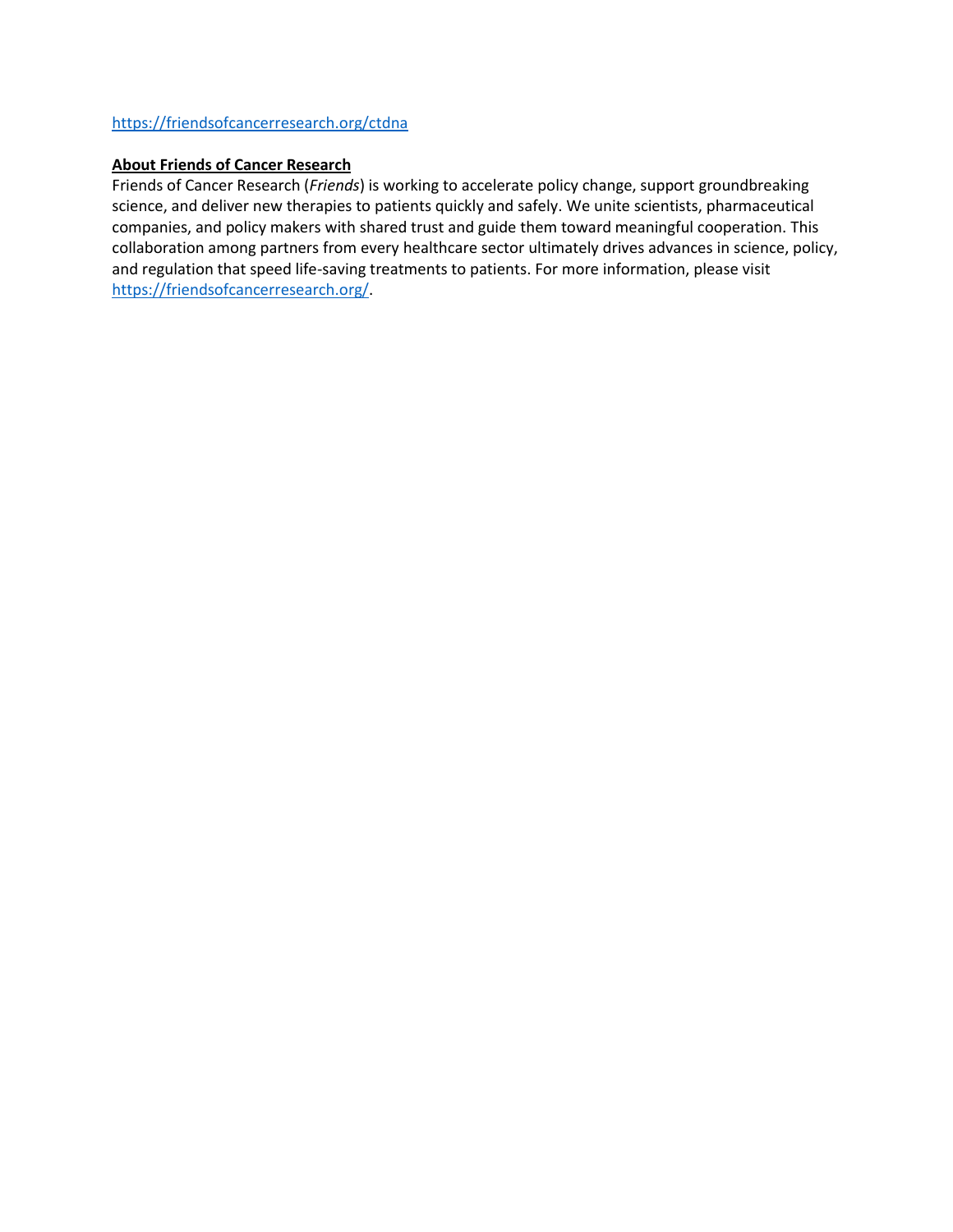https://friendsofcancerresearch.org/ctdna

**About Friends of Cancer Research**

Friends of Cancer Research (*Friends*) is working to accelerate policy change, support groundbreaking science, and deliver new therapies to patients quickly and safely. We unite scientists, pharmaceutical companies, and policy makers with shared trust and guide them toward meaningful cooperation. This collaboration among partners from every healthcare sector ultimately drives advances in science, policy, and regulation that speed life-saving treatments to patients. For more information, please visit https://friendsofcancerresearch.org/.